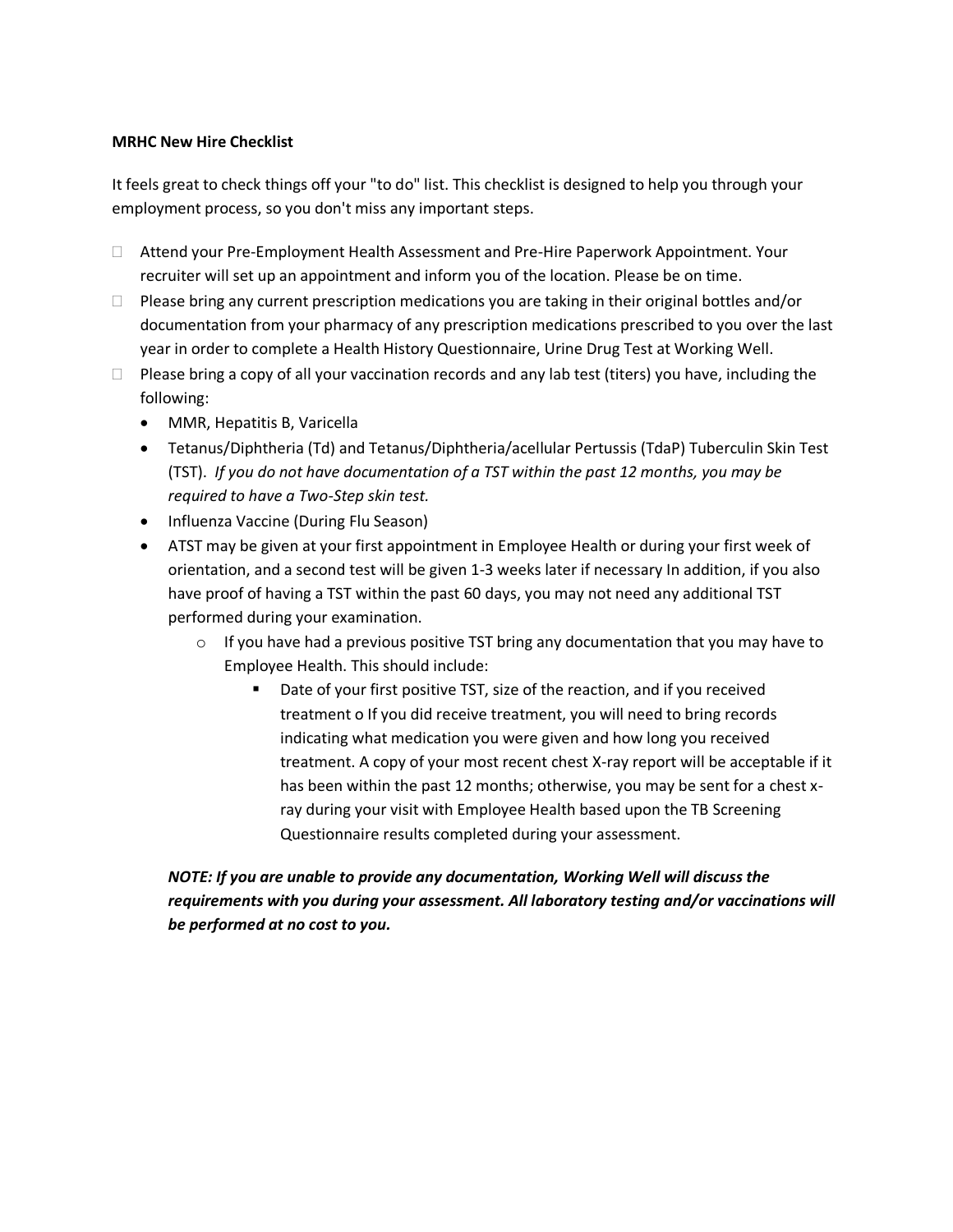**MRHC New Hire Checklist**

It feels great to check things off your "to do" list. This checklist is designed to help you through your employment process, so you don't miss any important steps.

- ☐ Attend your Pre-Employment Health Assessment and Pre-Hire Paperwork Appointment. Your recruiter will set up an appointment and inform you of the location. Please be on time.
- ☐ Please bring any current prescription medications you are taking in their original bottles and/or documentation from your pharmacy of any prescription medications prescribed to you over the last year in order to complete a Health History Questionnaire, Urine Drug Test at Working Well.
- ☐ Please bring a copy of all your vaccination records and any lab test (titers) you have, including the following:
  - MMR, Hepatitis B, Varicella
  - Tetanus/Diphtheria (Td) and Tetanus/Diphtheria/acellular Pertussis (TdaP) Tuberculin Skin Test (TST). *If you do not have documentation of a TST within the past 12 months, you may be required to have a Two-Step skin test.*
  - Influenza Vaccine (During Flu Season)
  - ATST may be given at your first appointment in Employee Health or during your first week of orientation, and a second test will be given 1-3 weeks later if necessary In addition, if you also have proof of having a TST within the past 60 days, you may not need any additional TST performed during your examination.
    - If you have had a previous positive TST bring any documentation that you may have to Employee Health. This should include:
      - Date of your first positive TST, size of the reaction, and if you received treatment o If you did receive treatment, you will need to bring records indicating what medication you were given and how long you received treatment. A copy of your most recent chest X-ray report will be acceptable if it has been within the past 12 months; otherwise, you may be sent for a chest x-ray during your visit with Employee Health based upon the TB Screening Questionnaire results completed during your assessment.

***NOTE: If you are unable to provide any documentation, Working Well will discuss the requirements with you during your assessment. All laboratory testing and/or vaccinations will be performed at no cost to you.***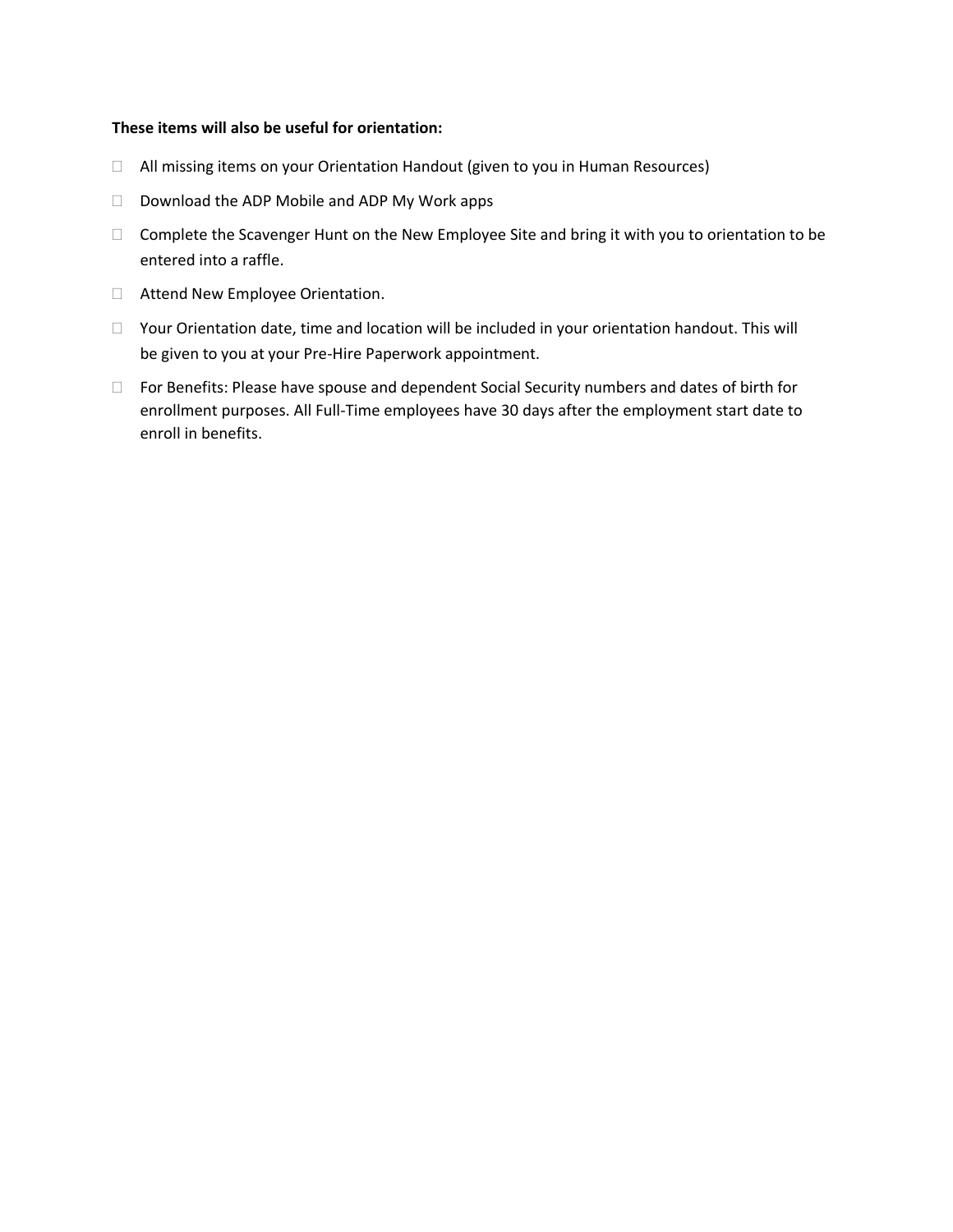**These items will also be useful for orientation:**

- All missing items on your Orientation Handout (given to you in Human Resources)
- Download the ADP Mobile and ADP My Work apps
- Complete the Scavenger Hunt on the New Employee Site and bring it with you to orientation to be entered into a raffle.
- Attend New Employee Orientation.
- Your Orientation date, time and location will be included in your orientation handout. This will be given to you at your Pre-Hire Paperwork appointment.
- For Benefits: Please have spouse and dependent Social Security numbers and dates of birth for enrollment purposes. All Full-Time employees have 30 days after the employment start date to enroll in benefits.